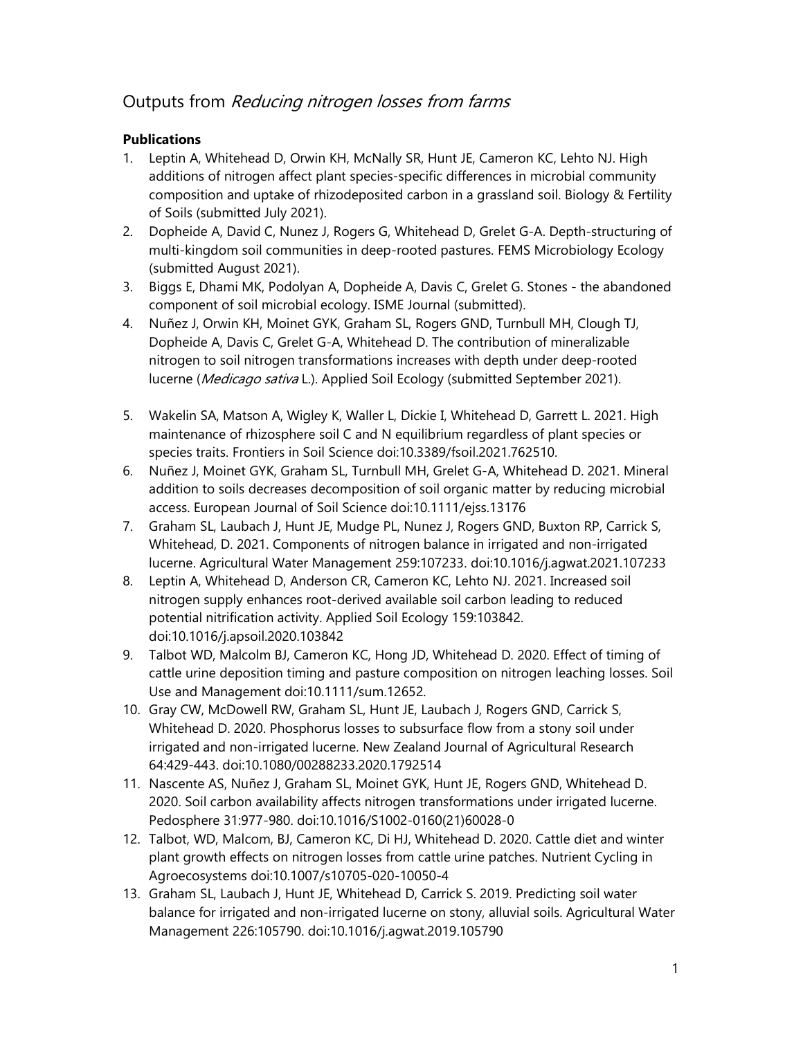## Outputs from *Reducing nitrogen losses from farms*

**Publications**

1. Leptin A, Whitehead D, Orwin KH, McNally SR, Hunt JE, Cameron KC, Lehto NJ. High additions of nitrogen affect plant species-specific differences in microbial community composition and uptake of rhizodeposited carbon in a grassland soil. Biology & Fertility of Soils (submitted July 2021).
2. Dopheide A, David C, Nunez J, Rogers G, Whitehead D, Grelet G-A. Depth-structuring of multi-kingdom soil communities in deep-rooted pastures. FEMS Microbiology Ecology (submitted August 2021).
3. Biggs E, Dhami MK, Podolyan A, Dopheide A, Davis C, Grelet G. Stones - the abandoned component of soil microbial ecology. ISME Journal (submitted).
4. Nuñez J, Orwin KH, Moinet GYK, Graham SL, Rogers GND, Turnbull MH, Clough TJ, Dopheide A, Davis C, Grelet G-A, Whitehead D. The contribution of mineralizable nitrogen to soil nitrogen transformations increases with depth under deep-rooted lucerne (*Medicago sativa* L.). Applied Soil Ecology (submitted September 2021).
5. Wakelin SA, Matson A, Wigley K, Waller L, Dickie I, Whitehead D, Garrett L. 2021. High maintenance of rhizosphere soil C and N equilibrium regardless of plant species or species traits. Frontiers in Soil Science doi:10.3389/fsoil.2021.762510.
6. Nuñez J, Moinet GYK, Graham SL, Turnbull MH, Grelet G-A, Whitehead D. 2021. Mineral addition to soils decreases decomposition of soil organic matter by reducing microbial access. European Journal of Soil Science doi:10.1111/ejss.13176
7. Graham SL, Laubach J, Hunt JE, Mudge PL, Nunez J, Rogers GND, Buxton RP, Carrick S, Whitehead, D. 2021. Components of nitrogen balance in irrigated and non-irrigated lucerne. Agricultural Water Management 259:107233. doi:10.1016/j.agwat.2021.107233
8. Leptin A, Whitehead D, Anderson CR, Cameron KC, Lehto NJ. 2021. Increased soil nitrogen supply enhances root-derived available soil carbon leading to reduced potential nitrification activity. Applied Soil Ecology 159:103842. doi:10.1016/j.apsoil.2020.103842
9. Talbot WD, Malcolm BJ, Cameron KC, Hong JD, Whitehead D. 2020. Effect of timing of cattle urine deposition timing and pasture composition on nitrogen leaching losses. Soil Use and Management doi:10.1111/sum.12652.
10. Gray CW, McDowell RW, Graham SL, Hunt JE, Laubach J, Rogers GND, Carrick S, Whitehead D. 2020. Phosphorus losses to subsurface flow from a stony soil under irrigated and non-irrigated lucerne. New Zealand Journal of Agricultural Research 64:429-443. doi:10.1080/00288233.2020.1792514
11. Nascente AS, Nuñez J, Graham SL, Moinet GYK, Hunt JE, Rogers GND, Whitehead D. 2020. Soil carbon availability affects nitrogen transformations under irrigated lucerne. Pedosphere 31:977-980. doi:10.1016/S1002-0160(21)60028-0
12. Talbot, WD, Malcom, BJ, Cameron KC, Di HJ, Whitehead D. 2020. Cattle diet and winter plant growth effects on nitrogen losses from cattle urine patches. Nutrient Cycling in Agroecosystems doi:10.1007/s10705-020-10050-4
13. Graham SL, Laubach J, Hunt JE, Whitehead D, Carrick S. 2019. Predicting soil water balance for irrigated and non-irrigated lucerne on stony, alluvial soils. Agricultural Water Management 226:105790. doi:10.1016/j.agwat.2019.105790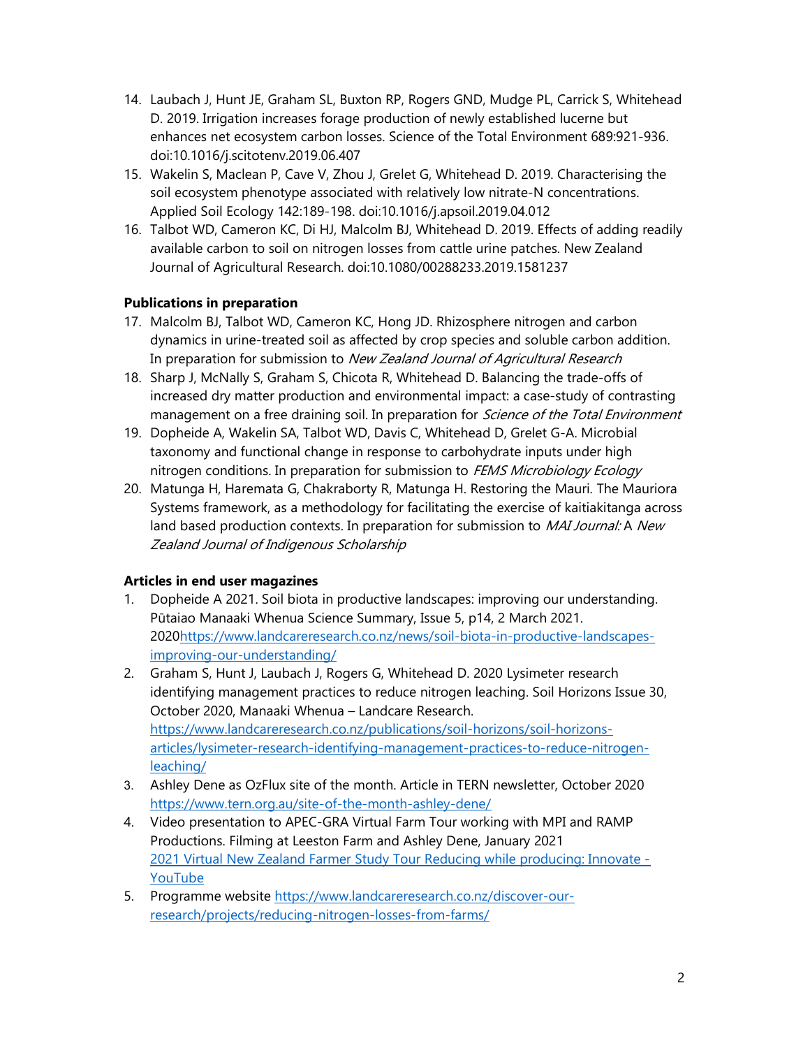14. Laubach J, Hunt JE, Graham SL, Buxton RP, Rogers GND, Mudge PL, Carrick S, Whitehead D. 2019. Irrigation increases forage production of newly established lucerne but enhances net ecosystem carbon losses. Science of the Total Environment 689:921-936. doi:10.1016/j.scitotenv.2019.06.407
15. Wakelin S, Maclean P, Cave V, Zhou J, Grelet G, Whitehead D. 2019. Characterising the soil ecosystem phenotype associated with relatively low nitrate-N concentrations. Applied Soil Ecology 142:189-198. doi:10.1016/j.apsoil.2019.04.012
16. Talbot WD, Cameron KC, Di HJ, Malcolm BJ, Whitehead D. 2019. Effects of adding readily available carbon to soil on nitrogen losses from cattle urine patches. New Zealand Journal of Agricultural Research. doi:10.1080/00288233.2019.1581237

**Publications in preparation**

17. Malcolm BJ, Talbot WD, Cameron KC, Hong JD. Rhizosphere nitrogen and carbon dynamics in urine-treated soil as affected by crop species and soluble carbon addition. In preparation for submission to *New Zealand Journal of Agricultural Research*
18. Sharp J, McNally S, Graham S, Chicota R, Whitehead D. Balancing the trade-offs of increased dry matter production and environmental impact: a case-study of contrasting management on a free draining soil. In preparation for *Science of the Total Environment*
19. Dopheide A, Wakelin SA, Talbot WD, Davis C, Whitehead D, Grelet G-A. Microbial taxonomy and functional change in response to carbohydrate inputs under high nitrogen conditions. In preparation for submission to *FEMS Microbiology Ecology*
20. Matunga H, Haremata G, Chakraborty R, Matunga H. Restoring the Mauri. The Mauriora Systems framework, as a methodology for facilitating the exercise of kaitiakitanga across land based production contexts. In preparation for submission to *MAI Journal:* A *New Zealand Journal of Indigenous Scholarship*

**Articles in end user magazines**

1. Dopheide A 2021. Soil biota in productive landscapes: improving our understanding. Pūtaiao Manaaki Whenua Science Summary, Issue 5, p14, 2 March 2021. 2020[https://www.landcareresearch.co.nz/news/soil-biota-in-productive-landscapes-improving-our-understanding/](https://www.landcareresearch.co.nz/news/soil-biota-in-productive-landscapes-improving-our-understanding/)
2. Graham S, Hunt J, Laubach J, Rogers G, Whitehead D. 2020 Lysimeter research identifying management practices to reduce nitrogen leaching. Soil Horizons Issue 30, October 2020, Manaaki Whenua – Landcare Research. [https://www.landcareresearch.co.nz/publications/soil-horizons/soil-horizons-articles/lysimeter-research-identifying-management-practices-to-reduce-nitrogen-leaching/](https://www.landcareresearch.co.nz/publications/soil-horizons/soil-horizons-articles/lysimeter-research-identifying-management-practices-to-reduce-nitrogen-leaching/)
3. Ashley Dene as OzFlux site of the month. Article in TERN newsletter, October 2020 [https://www.tern.org.au/site-of-the-month-ashley-dene/](https://www.tern.org.au/site-of-the-month-ashley-dene/)
4. Video presentation to APEC-GRA Virtual Farm Tour working with MPI and RAMP Productions. Filming at Leeston Farm and Ashley Dene, January 2021 2021 Virtual New Zealand Farmer Study Tour Reducing while producing: Innovate - YouTube
5. Programme website [https://www.landcareresearch.co.nz/discover-our-research/projects/reducing-nitrogen-losses-from-farms/](https://www.landcareresearch.co.nz/discover-our-research/projects/reducing-nitrogen-losses-from-farms/)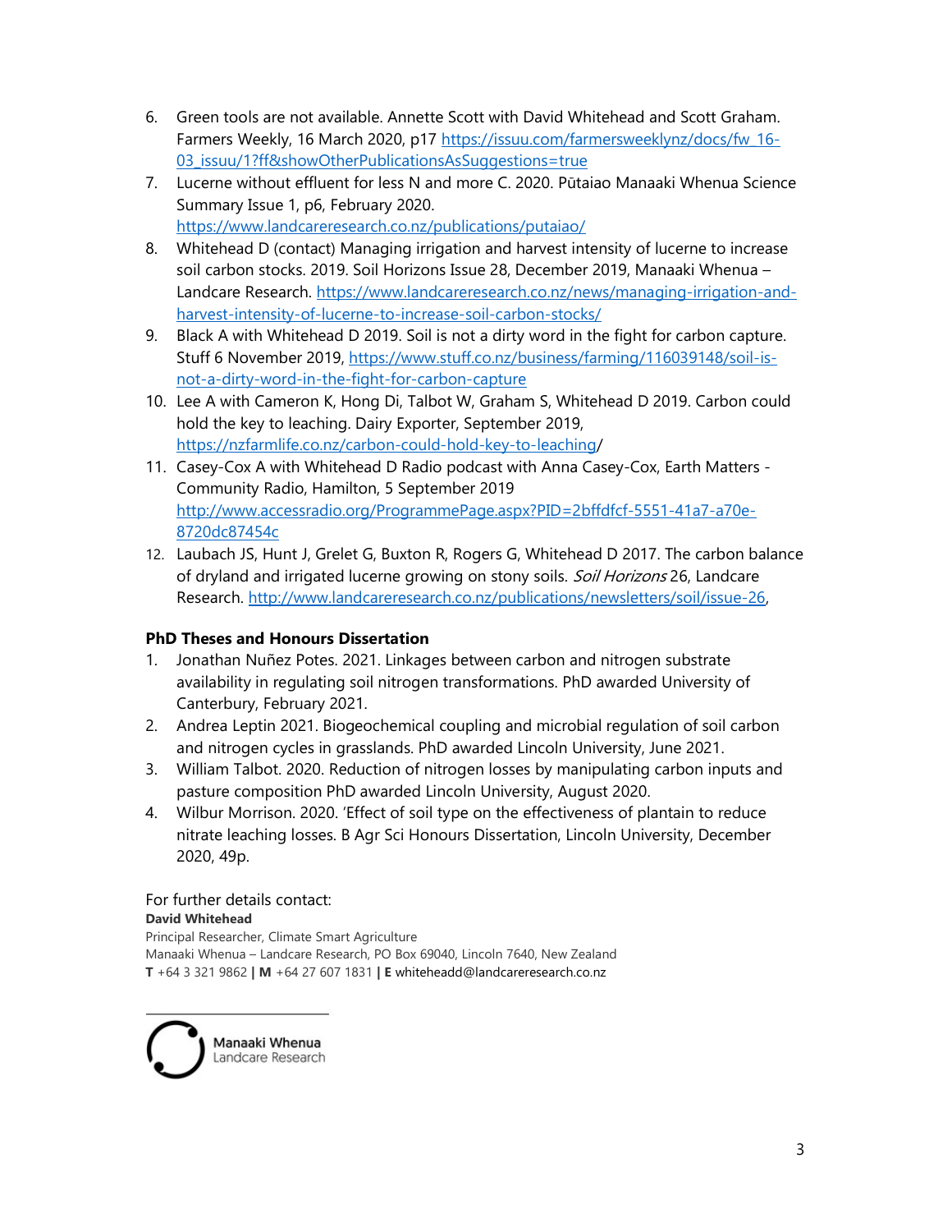6. Green tools are not available. Annette Scott with David Whitehead and Scott Graham. Farmers Weekly, 16 March 2020, p17 https://issuu.com/farmersweeklynz/docs/fw_16-03_issuu/1?ff&showOtherPublicationsAsSuggestions=true
7. Lucerne without effluent for less N and more C. 2020. Pūtaiao Manaaki Whenua Science Summary Issue 1, p6, February 2020. https://www.landcareresearch.co.nz/publications/putaiao/
8. Whitehead D (contact) Managing irrigation and harvest intensity of lucerne to increase soil carbon stocks. 2019. Soil Horizons Issue 28, December 2019, Manaaki Whenua – Landcare Research. https://www.landcareresearch.co.nz/news/managing-irrigation-and-harvest-intensity-of-lucerne-to-increase-soil-carbon-stocks/
9. Black A with Whitehead D 2019. Soil is not a dirty word in the fight for carbon capture. Stuff 6 November 2019, https://www.stuff.co.nz/business/farming/116039148/soil-is-not-a-dirty-word-in-the-fight-for-carbon-capture
10. Lee A with Cameron K, Hong Di, Talbot W, Graham S, Whitehead D 2019. Carbon could hold the key to leaching. Dairy Exporter, September 2019, https://nzfarmlife.co.nz/carbon-could-hold-key-to-leaching/
11. Casey-Cox A with Whitehead D Radio podcast with Anna Casey-Cox, Earth Matters - Community Radio, Hamilton, 5 September 2019 http://www.accessradio.org/ProgrammePage.aspx?PID=2bffdfcf-5551-41a7-a70e-8720dc87454c
12. Laubach JS, Hunt J, Grelet G, Buxton R, Rogers G, Whitehead D 2017. The carbon balance of dryland and irrigated lucerne growing on stony soils. *Soil Horizons* 26, Landcare Research. http://www.landcareresearch.co.nz/publications/newsletters/soil/issue-26,

**PhD Theses and Honours Dissertation**

1. Jonathan Nuñez Potes. 2021. Linkages between carbon and nitrogen substrate availability in regulating soil nitrogen transformations. PhD awarded University of Canterbury, February 2021.
2. Andrea Leptin 2021. Biogeochemical coupling and microbial regulation of soil carbon and nitrogen cycles in grasslands. PhD awarded Lincoln University, June 2021.
3. William Talbot. 2020. Reduction of nitrogen losses by manipulating carbon inputs and pasture composition PhD awarded Lincoln University, August 2020.
4. Wilbur Morrison. 2020. 'Effect of soil type on the effectiveness of plantain to reduce nitrate leaching losses. B Agr Sci Honours Dissertation, Lincoln University, December 2020, 49p.

For further details contact:
**David Whitehead**
Principal Researcher, Climate Smart Agriculture
Manaaki Whenua – Landcare Research, PO Box 69040, Lincoln 7640, New Zealand
**T** +64 3 321 9862 **| M** +64 27 607 1831 **| E** whiteheadd@landcareresearch.co.nz

Manaaki Whenua
Landcare Research